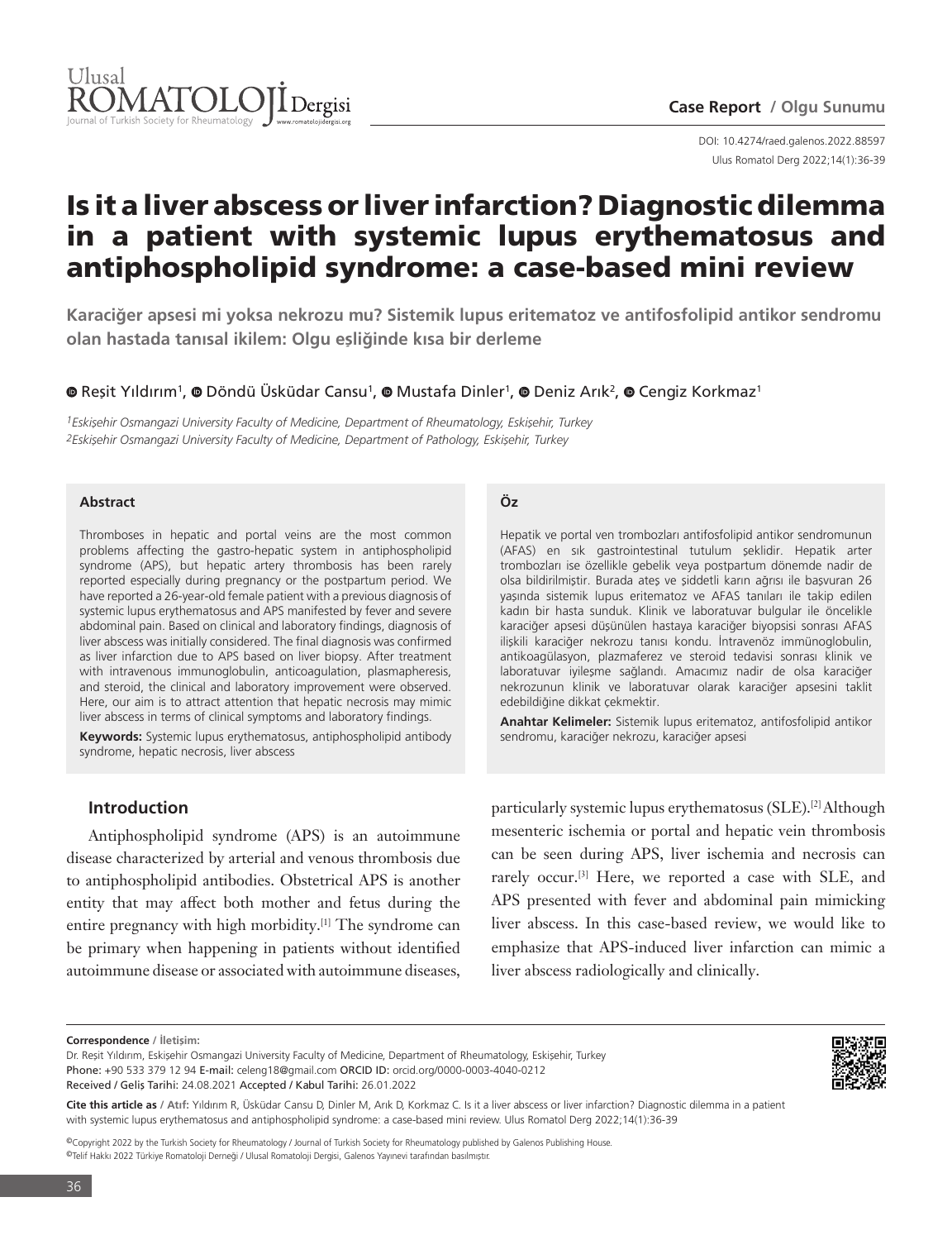Case Report / Olgu Sunumu

DOI: 10.4274/raed.galenos.2022.88597

# Is it a liver abscess or liver infarction? Diagnostic dilemma in a patient with systemic lupus erythematosus and antiphospholipid syndrome: a case-based mini review

**Karaciğer apsesi mi yoksa nekrozu mu? Sistemik lupus eritematoz ve antifosfolipid antikor sendromu olan hastada tanısal ikilem: Olgu eşliğinde kısa bir derleme**

Reşit Yıldırım[1], Döndü Üsküdar Cansu[1], Mustafa Dinler[1], Deniz Arık[2], Cengiz Korkmaz[1]

*[1]Eskişehir Osmangazi University Faculty of Medicine, Department of Rheumatology, Eskişehir, Turkey*
*[2]Eskişehir Osmangazi University Faculty of Medicine, Department of Pathology, Eskişehir, Turkey*

### Abstract

Thromboses in hepatic and portal veins are the most common problems affecting the gastro-hepatic system in antiphospholipid syndrome (APS), but hepatic artery thrombosis has been rarely reported especially during pregnancy or the postpartum period. We have reported a 26-year-old female patient with a previous diagnosis of systemic lupus erythematosus and APS manifested by fever and severe abdominal pain. Based on clinical and laboratory findings, diagnosis of liver abscess was initially considered. The final diagnosis was confirmed as liver infarction due to APS based on liver biopsy. After treatment with intravenous immunoglobulin, anticoagulation, plasmapheresis, and steroid, the clinical and laboratory improvement were observed. Here, our aim is to attract attention that hepatic necrosis may mimic liver abscess in terms of clinical symptoms and laboratory findings.

**Keywords:** Systemic lupus erythematosus, antiphospholipid antibody syndrome, hepatic necrosis, liver abscess

### Öz

Hepatik ve portal ven trombozları antifosfolipid antikor sendromunun (AFAS) en sık gastrointestinal tutulum şeklidir. Hepatik arter trombozları ise özellikle gebelik veya postpartum dönemde nadir de olsa bildirilmiştir. Burada ateş ve şiddetli karın ağrısı ile başvuran 26 yaşında sistemik lupus eritematoz ve AFAS tanıları ile takip edilen kadın bir hasta sunduk. Klinik ve laboratuvar bulgular ile öncelikle karaciğer apsesi düşünülen hastaya karaciğer biyopsisi sonrası AFAS ilişkili karaciğer nekrozu tanısı kondu. İntravenöz immünoglobulin, antikoagülasyon, plazmaferez ve steroid tedavisi sonrası klinik ve laboratuvar iyileşme sağlandı. Amacımız nadir de olsa karaciğer nekrozunun klinik ve laboratuvar olarak karaciğer apsesini taklit edebildiğine dikkat çekmektir.

**Anahtar Kelimeler:** Sistemik lupus eritematoz, antifosfolipid antikor sendromu, karaciğer nekrozu, karaciğer apsesi

## Introduction

Antiphospholipid syndrome (APS) is an autoimmune disease characterized by arterial and venous thrombosis due to antiphospholipid antibodies. Obstetrical APS is another entity that may affect both mother and fetus during the entire pregnancy with high morbidity.[1] The syndrome can be primary when happening in patients without identified autoimmune disease or associated with autoimmune diseases, particularly systemic lupus erythematosus (SLE).[2] Although mesenteric ischemia or portal and hepatic vein thrombosis can be seen during APS, liver ischemia and necrosis can rarely occur.[3] Here, we reported a case with SLE, and APS presented with fever and abdominal pain mimicking liver abscess. In this case-based review, we would like to emphasize that APS-induced liver infarction can mimic a liver abscess radiologically and clinically.

**Correspondence / İletişim:**
Dr. Reşit Yıldırım, Eskişehir Osmangazi University Faculty of Medicine, Department of Rheumatology, Eskişehir, Turkey
Phone: +90 533 379 12 94 E-mail: celeng18@gmail.com ORCID ID: orcid.org/0000-0003-4040-0212
Received / Geliş Tarihi: 24.08.2021 Accepted / Kabul Tarihi: 26.01.2022

**Cite this article as / Atıf:** Yıldırım R, Üsküdar Cansu D, Dinler M, Arık D, Korkmaz C. Is it a liver abscess or liver infarction? Diagnostic dilemma in a patient with systemic lupus erythematosus and antiphospholipid syndrome: a case-based mini review. Ulus Romatol Derg 2022;14(1):36-39

©Copyright 2022 by the Turkish Society for Rheumatology / Journal of Turkish Society for Rheumatology published by Galenos Publishing House.
©Telif Hakkı 2022 Türkiye Romatoloji Derneği / Ulusal Romatoloji Dergisi, Galenos Yayınevi tarafından basılmıştır.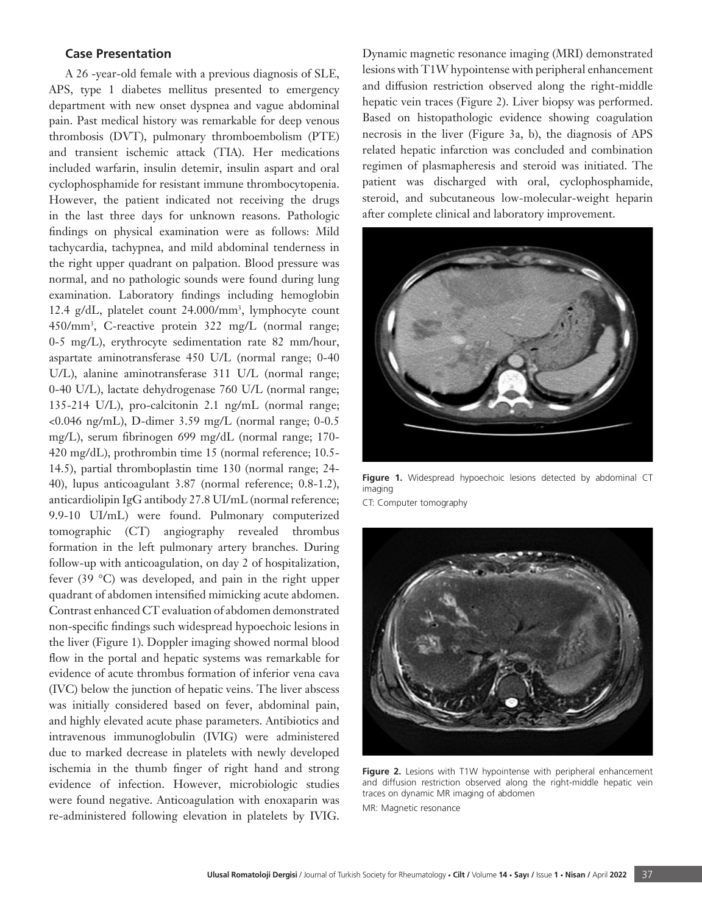## Case Presentation

A 26 -year-old female with a previous diagnosis of SLE, APS, type 1 diabetes mellitus presented to emergency department with new onset dyspnea and vague abdominal pain. Past medical history was remarkable for deep venous thrombosis (DVT), pulmonary thromboembolism (PTE) and transient ischemic attack (TIA). Her medications included warfarin, insulin detemir, insulin aspart and oral cyclophosphamide for resistant immune thrombocytopenia. However, the patient indicated not receiving the drugs in the last three days for unknown reasons. Pathologic findings on physical examination were as follows: Mild tachycardia, tachypnea, and mild abdominal tenderness in the right upper quadrant on palpation. Blood pressure was normal, and no pathologic sounds were found during lung examination. Laboratory findings including hemoglobin 12.4 g/dL, platelet count 24.000/mm$^3$, lymphocyte count 450/mm$^3$, C-reactive protein 322 mg/L (normal range; 0-5 mg/L), erythrocyte sedimentation rate 82 mm/hour, aspartate aminotransferase 450 U/L (normal range; 0-40 U/L), alanine aminotransferase 311 U/L (normal range; 0-40 U/L), lactate dehydrogenase 760 U/L (normal range; 135-214 U/L), pro-calcitonin 2.1 ng/mL (normal range; <0.046 ng/mL), D-dimer 3.59 mg/L (normal range; 0-0.5 mg/L), serum fibrinogen 699 mg/dL (normal range; 170-420 mg/dL), prothrombin time 15 (normal reference; 10.5-14.5), partial thromboplastin time 130 (normal range; 24-40), lupus anticoagulant 3.87 (normal reference; 0.8-1.2), anticardiolipin IgG antibody 27.8 UI/mL (normal reference; 9.9-10 UI/mL) were found. Pulmonary computerized tomographic (CT) angiography revealed thrombus formation in the left pulmonary artery branches. During follow-up with anticoagulation, on day 2 of hospitalization, fever (39 °C) was developed, and pain in the right upper quadrant of abdomen intensified mimicking acute abdomen. Contrast enhanced CT evaluation of abdomen demonstrated non-specific findings such widespread hypoechoic lesions in the liver (Figure 1). Doppler imaging showed normal blood flow in the portal and hepatic systems was remarkable for evidence of acute thrombus formation of inferior vena cava (IVC) below the junction of hepatic veins. The liver abscess was initially considered based on fever, abdominal pain, and highly elevated acute phase parameters. Antibiotics and intravenous immunoglobulin (IVIG) were administered due to marked decrease in platelets with newly developed ischemia in the thumb finger of right hand and strong evidence of infection. However, microbiologic studies were found negative. Anticoagulation with enoxaparin was re-administered following elevation in platelets by IVIG. Dynamic magnetic resonance imaging (MRI) demonstrated lesions with T1W hypointense with peripheral enhancement and diffusion restriction observed along the right-middle hepatic vein traces (Figure 2). Liver biopsy was performed. Based on histopathologic evidence showing coagulation necrosis in the liver (Figure 3a, b), the diagnosis of APS related hepatic infarction was concluded and combination regimen of plasmapheresis and steroid was initiated. The patient was discharged with oral, cyclophosphamide, steroid, and subcutaneous low-molecular-weight heparin after complete clinical and laboratory improvement.

**Figure 1.** Widespread hypoechoic lesions detected by abdominal CT imaging

CT: Computer tomography

**Figure 2.** Lesions with T1W hypointense with peripheral enhancement and diffusion restriction observed along the right-middle hepatic vein traces on dynamic MR imaging of abdomen

MR: Magnetic resonance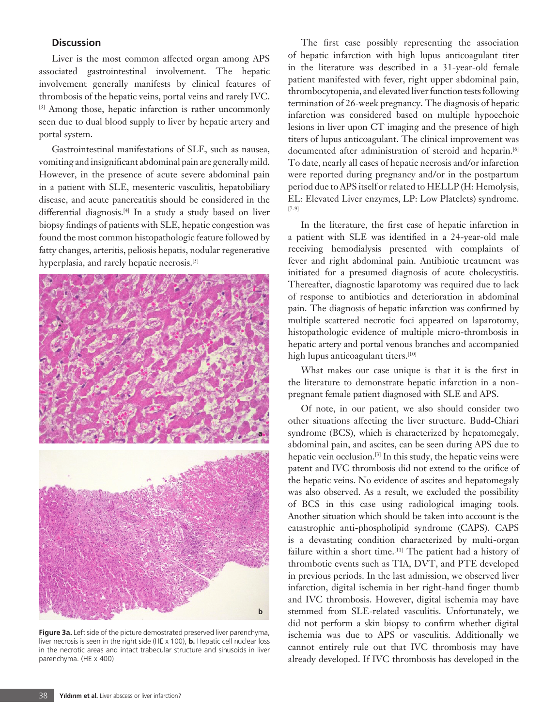## Discussion

Liver is the most common affected organ among APS associated gastrointestinal involvement. The hepatic involvement generally manifests by clinical features of thrombosis of the hepatic veins, portal veins and rarely IVC.[3] Among those, hepatic infarction is rather uncommonly seen due to dual blood supply to liver by hepatic artery and portal system.

Gastrointestinal manifestations of SLE, such as nausea, vomiting and insignificant abdominal pain are generally mild. However, in the presence of acute severe abdominal pain in a patient with SLE, mesenteric vasculitis, hepatobiliary disease, and acute pancreatitis should be considered in the differential diagnosis.[4] In a study a study based on liver biopsy findings of patients with SLE, hepatic congestion was found the most common histopathologic feature followed by fatty changes, arteritis, peliosis hepatis, nodular regenerative hyperplasia, and rarely hepatic necrosis.[5]

**Figure 3a.** Left side of the picture demostrated preserved liver parenchyma, liver necrosis is seen in the right side (HE x 100), **b.** Hepatic cell nuclear loss in the necrotic areas and intact trabecular structure and sinusoids in liver parenchyma. (HE x 400)

The first case possibly representing the association of hepatic infarction with high lupus anticoagulant titer in the literature was described in a 31-year-old female patient manifested with fever, right upper abdominal pain, thrombocytopenia, and elevated liver function tests following termination of 26-week pregnancy. The diagnosis of hepatic infarction was considered based on multiple hypoechoic lesions in liver upon CT imaging and the presence of high titers of lupus anticoagulant. The clinical improvement was documented after administration of steroid and heparin.[6] To date, nearly all cases of hepatic necrosis and/or infarction were reported during pregnancy and/or in the postpartum period due to APS itself or related to HELLP (H: Hemolysis, EL: Elevated Liver enzymes, LP: Low Platelets) syndrome.[7-9]

In the literature, the first case of hepatic infarction in a patient with SLE was identified in a 24-year-old male receiving hemodialysis presented with complaints of fever and right abdominal pain. Antibiotic treatment was initiated for a presumed diagnosis of acute cholecystitis. Thereafter, diagnostic laparotomy was required due to lack of response to antibiotics and deterioration in abdominal pain. The diagnosis of hepatic infarction was confirmed by multiple scattered necrotic foci appeared on laparotomy, histopathologic evidence of multiple micro-thrombosis in hepatic artery and portal venous branches and accompanied high lupus anticoagulant titers.[10]

What makes our case unique is that it is the first in the literature to demonstrate hepatic infarction in a non-pregnant female patient diagnosed with SLE and APS.

Of note, in our patient, we also should consider two other situations affecting the liver structure. Budd-Chiari syndrome (BCS), which is characterized by hepatomegaly, abdominal pain, and ascites, can be seen during APS due to hepatic vein occlusion.[3] In this study, the hepatic veins were patent and IVC thrombosis did not extend to the orifice of the hepatic veins. No evidence of ascites and hepatomegaly was also observed. As a result, we excluded the possibility of BCS in this case using radiological imaging tools. Another situation which should be taken into account is the catastrophic anti-phospholipid syndrome (CAPS). CAPS is a devastating condition characterized by multi-organ failure within a short time.[11] The patient had a history of thrombotic events such as TIA, DVT, and PTE developed in previous periods. In the last admission, we observed liver infarction, digital ischemia in her right-hand finger thumb and IVC thrombosis. However, digital ischemia may have stemmed from SLE-related vasculitis. Unfortunately, we did not perform a skin biopsy to confirm whether digital ischemia was due to APS or vasculitis. Additionally we cannot entirely rule out that IVC thrombosis may have already developed. If IVC thrombosis has developed in the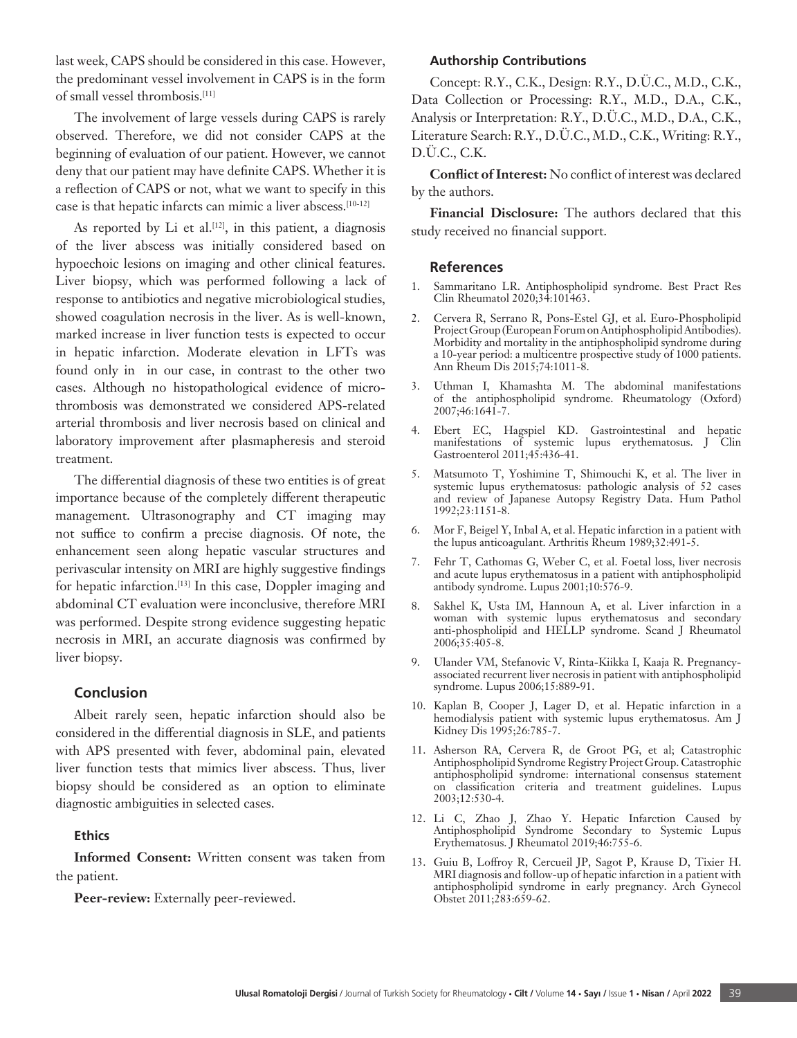last week, CAPS should be considered in this case. However, the predominant vessel involvement in CAPS is in the form of small vessel thrombosis.[11]

The involvement of large vessels during CAPS is rarely observed. Therefore, we did not consider CAPS at the beginning of evaluation of our patient. However, we cannot deny that our patient may have definite CAPS. Whether it is a reflection of CAPS or not, what we want to specify in this case is that hepatic infarcts can mimic a liver abscess.[10-12]

As reported by Li et al.[12], in this patient, a diagnosis of the liver abscess was initially considered based on hypoechoic lesions on imaging and other clinical features. Liver biopsy, which was performed following a lack of response to antibiotics and negative microbiological studies, showed coagulation necrosis in the liver. As is well-known, marked increase in liver function tests is expected to occur in hepatic infarction. Moderate elevation in LFTs was found only in  in our case, in contrast to the other two cases. Although no histopathological evidence of micro-thrombosis was demonstrated we considered APS-related arterial thrombosis and liver necrosis based on clinical and laboratory improvement after plasmapheresis and steroid treatment.

The differential diagnosis of these two entities is of great importance because of the completely different therapeutic management. Ultrasonography and CT imaging may not suffice to confirm a precise diagnosis. Of note, the enhancement seen along hepatic vascular structures and perivascular intensity on MRI are highly suggestive findings for hepatic infarction.[13] In this case, Doppler imaging and abdominal CT evaluation were inconclusive, therefore MRI was performed. Despite strong evidence suggesting hepatic necrosis in MRI, an accurate diagnosis was confirmed by liver biopsy.

## Conclusion

Albeit rarely seen, hepatic infarction should also be considered in the differential diagnosis in SLE, and patients with APS presented with fever, abdominal pain, elevated liver function tests that mimics liver abscess. Thus, liver biopsy should be considered as  an option to eliminate diagnostic ambiguities in selected cases.

### Ethics

**Informed Consent:** Written consent was taken from the patient.

**Peer-review:** Externally peer-reviewed.

### Authorship Contributions

Concept: R.Y., C.K., Design: R.Y., D.Ü.C., M.D., C.K., Data Collection or Processing: R.Y., M.D., D.A., C.K., Analysis or Interpretation: R.Y., D.Ü.C., M.D., D.A., C.K., Literature Search: R.Y., D.Ü.C., M.D., C.K., Writing: R.Y., D.Ü.C., C.K.

**Conflict of Interest:** No conflict of interest was declared by the authors.

**Financial Disclosure:** The authors declared that this study received no financial support.

## References

1. Sammaritano LR. Antiphospholipid syndrome. Best Pract Res Clin Rheumatol 2020;34:101463.
2. Cervera R, Serrano R, Pons-Estel GJ, et al. Euro-Phospholipid Project Group (European Forum on Antiphospholipid Antibodies). Morbidity and mortality in the antiphospholipid syndrome during a 10-year period: a multicentre prospective study of 1000 patients. Ann Rheum Dis 2015;74:1011-8.
3. Uthman I, Khamashta M. The abdominal manifestations of the antiphospholipid syndrome. Rheumatology (Oxford) 2007;46:1641-7.
4. Ebert EC, Hagspiel KD. Gastrointestinal and hepatic manifestations of systemic lupus erythematosus. J Clin Gastroenterol 2011;45:436-41.
5. Matsumoto T, Yoshimine T, Shimouchi K, et al. The liver in systemic lupus erythematosus: pathologic analysis of 52 cases and review of Japanese Autopsy Registry Data. Hum Pathol 1992;23:1151-8.
6. Mor F, Beigel Y, Inbal A, et al. Hepatic infarction in a patient with the lupus anticoagulant. Arthritis Rheum 1989;32:491-5.
7. Fehr T, Cathomas G, Weber C, et al. Foetal loss, liver necrosis and acute lupus erythematosus in a patient with antiphospholipid antibody syndrome. Lupus 2001;10:576-9.
8. Sakhel K, Usta IM, Hannoun A, et al. Liver infarction in a woman with systemic lupus erythematosus and secondary anti-phospholipid and HELLP syndrome. Scand J Rheumatol 2006;35:405-8.
9. Ulander VM, Stefanovic V, Rinta-Kiikka I, Kaaja R. Pregnancy-associated recurrent liver necrosis in patient with antiphospholipid syndrome. Lupus 2006;15:889-91.
10. Kaplan B, Cooper J, Lager D, et al. Hepatic infarction in a hemodialysis patient with systemic lupus erythematosus. Am J Kidney Dis 1995;26:785-7.
11. Asherson RA, Cervera R, de Groot PG, et al; Catastrophic Antiphospholipid Syndrome Registry Project Group. Catastrophic antiphospholipid syndrome: international consensus statement on classification criteria and treatment guidelines. Lupus 2003;12:530-4.
12. Li C, Zhao J, Zhao Y. Hepatic Infarction Caused by Antiphospholipid Syndrome Secondary to Systemic Lupus Erythematosus. J Rheumatol 2019;46:755-6.
13. Guiu B, Loffroy R, Cercueil JP, Sagot P, Krause D, Tixier H. MRI diagnosis and follow-up of hepatic infarction in a patient with antiphospholipid syndrome in early pregnancy. Arch Gynecol Obstet 2011;283:659-62.